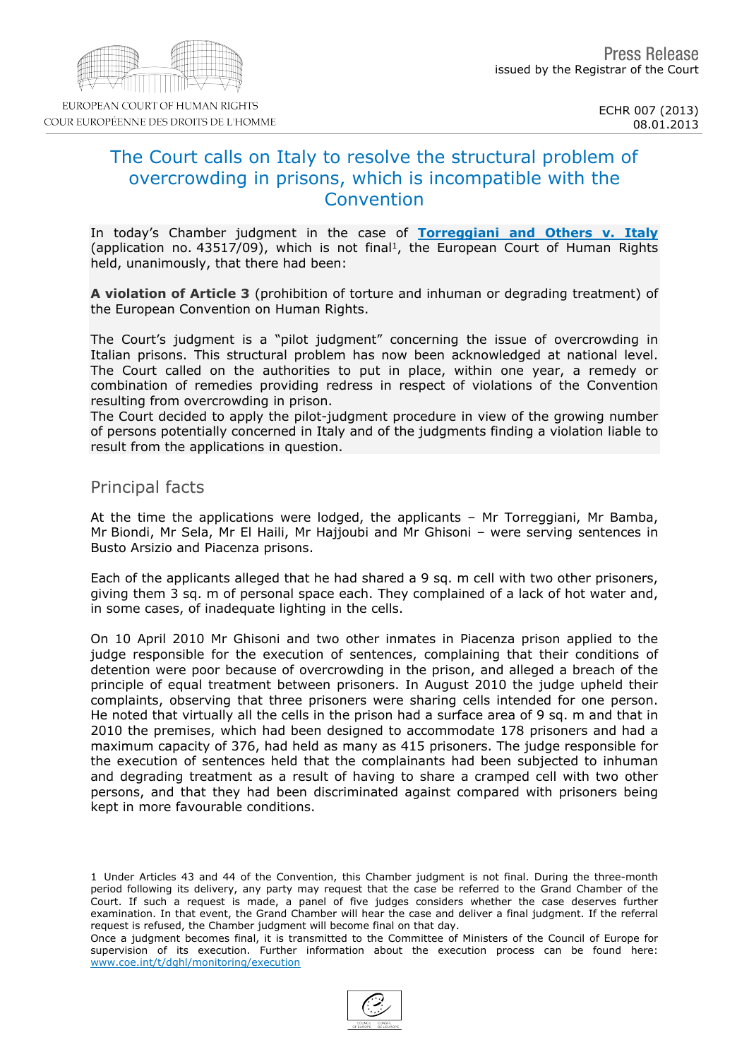Press Release
issued by the Registrar of the Court

EUROPEAN COURT OF HUMAN RIGHTS
COUR EUROPÉENNE DES DROITS DE L'HOMME

ECHR 007 (2013)
08.01.2013

# The Court calls on Italy to resolve the structural problem of overcrowding in prisons, which is incompatible with the Convention

In today's Chamber judgment in the case of **Torreggiani and Others v. Italy** (application no. 43517/09), which is not final[1], the European Court of Human Rights held, unanimously, that there had been:

**A violation of Article 3** (prohibition of torture and inhuman or degrading treatment) of the European Convention on Human Rights.

The Court's judgment is a "pilot judgment" concerning the issue of overcrowding in Italian prisons. This structural problem has now been acknowledged at national level. The Court called on the authorities to put in place, within one year, a remedy or combination of remedies providing redress in respect of violations of the Convention resulting from overcrowding in prison.
The Court decided to apply the pilot-judgment procedure in view of the growing number of persons potentially concerned in Italy and of the judgments finding a violation liable to result from the applications in question.

## Principal facts

At the time the applications were lodged, the applicants – Mr Torreggiani, Mr Bamba, Mr Biondi, Mr Sela, Mr El Haili, Mr Hajjoubi and Mr Ghisoni – were serving sentences in Busto Arsizio and Piacenza prisons.

Each of the applicants alleged that he had shared a 9 sq. m cell with two other prisoners, giving them 3 sq. m of personal space each. They complained of a lack of hot water and, in some cases, of inadequate lighting in the cells.

On 10 April 2010 Mr Ghisoni and two other inmates in Piacenza prison applied to the judge responsible for the execution of sentences, complaining that their conditions of detention were poor because of overcrowding in the prison, and alleged a breach of the principle of equal treatment between prisoners. In August 2010 the judge upheld their complaints, observing that three prisoners were sharing cells intended for one person. He noted that virtually all the cells in the prison had a surface area of 9 sq. m and that in 2010 the premises, which had been designed to accommodate 178 prisoners and had a maximum capacity of 376, had held as many as 415 prisoners. The judge responsible for the execution of sentences held that the complainants had been subjected to inhuman and degrading treatment as a result of having to share a cramped cell with two other persons, and that they had been discriminated against compared with prisoners being kept in more favourable conditions.

---

1 Under Articles 43 and 44 of the Convention, this Chamber judgment is not final. During the three-month period following its delivery, any party may request that the case be referred to the Grand Chamber of the Court. If such a request is made, a panel of five judges considers whether the case deserves further examination. In that event, the Grand Chamber will hear the case and deliver a final judgment. If the referral request is refused, the Chamber judgment will become final on that day.
Once a judgment becomes final, it is transmitted to the Committee of Ministers of the Council of Europe for supervision of its execution. Further information about the execution process can be found here: www.coe.int/t/dghl/monitoring/execution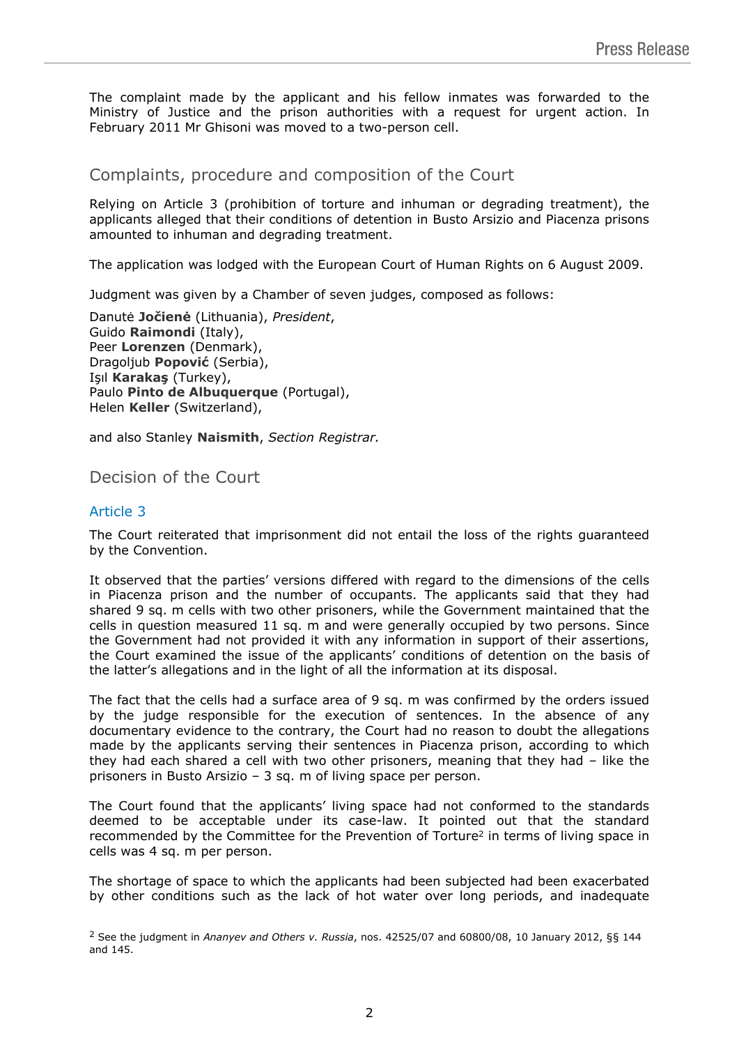The complaint made by the applicant and his fellow inmates was forwarded to the Ministry of Justice and the prison authorities with a request for urgent action. In February 2011 Mr Ghisoni was moved to a two-person cell.

## Complaints, procedure and composition of the Court

Relying on Article 3 (prohibition of torture and inhuman or degrading treatment), the applicants alleged that their conditions of detention in Busto Arsizio and Piacenza prisons amounted to inhuman and degrading treatment.

The application was lodged with the European Court of Human Rights on 6 August 2009.

Judgment was given by a Chamber of seven judges, composed as follows:

Danutė **Jočienė** (Lithuania), *President*,
Guido **Raimondi** (Italy),
Peer **Lorenzen** (Denmark),
Dragoljub **Popović** (Serbia),
Işıl **Karakaş** (Turkey),
Paulo **Pinto de Albuquerque** (Portugal),
Helen **Keller** (Switzerland),

and also Stanley **Naismith**, *Section Registrar.*

## Decision of the Court

### Article 3

The Court reiterated that imprisonment did not entail the loss of the rights guaranteed by the Convention.

It observed that the parties' versions differed with regard to the dimensions of the cells in Piacenza prison and the number of occupants. The applicants said that they had shared 9 sq. m cells with two other prisoners, while the Government maintained that the cells in question measured 11 sq. m and were generally occupied by two persons. Since the Government had not provided it with any information in support of their assertions, the Court examined the issue of the applicants' conditions of detention on the basis of the latter's allegations and in the light of all the information at its disposal.

The fact that the cells had a surface area of 9 sq. m was confirmed by the orders issued by the judge responsible for the execution of sentences. In the absence of any documentary evidence to the contrary, the Court had no reason to doubt the allegations made by the applicants serving their sentences in Piacenza prison, according to which they had each shared a cell with two other prisoners, meaning that they had – like the prisoners in Busto Arsizio – 3 sq. m of living space per person.

The Court found that the applicants' living space had not conformed to the standards deemed to be acceptable under its case-law. It pointed out that the standard recommended by the Committee for the Prevention of Torture[2] in terms of living space in cells was 4 sq. m per person.

The shortage of space to which the applicants had been subjected had been exacerbated by other conditions such as the lack of hot water over long periods, and inadequate

[2] See the judgment in *Ananyev and Others v. Russia*, nos. 42525/07 and 60800/08, 10 January 2012, §§ 144 and 145.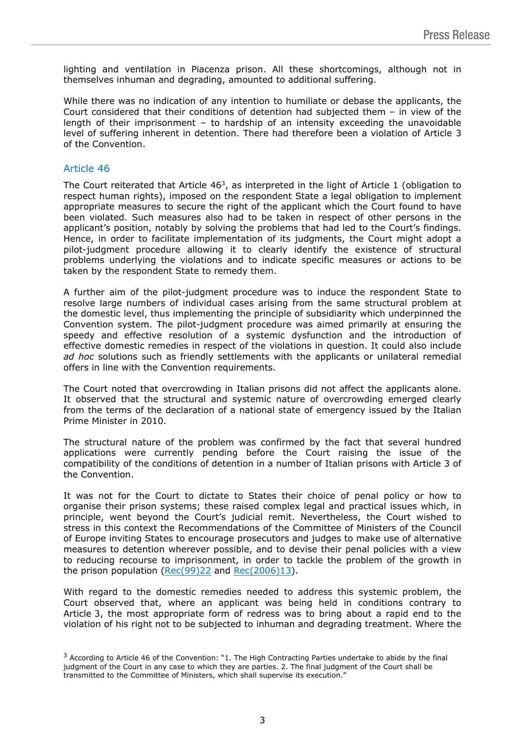lighting and ventilation in Piacenza prison. All these shortcomings, although not in themselves inhuman and degrading, amounted to additional suffering.

While there was no indication of any intention to humiliate or debase the applicants, the Court considered that their conditions of detention had subjected them – in view of the length of their imprisonment – to hardship of an intensity exceeding the unavoidable level of suffering inherent in detention. There had therefore been a violation of Article 3 of the Convention.

## Article 46

The Court reiterated that Article 46[3], as interpreted in the light of Article 1 (obligation to respect human rights), imposed on the respondent State a legal obligation to implement appropriate measures to secure the right of the applicant which the Court found to have been violated. Such measures also had to be taken in respect of other persons in the applicant's position, notably by solving the problems that had led to the Court's findings. Hence, in order to facilitate implementation of its judgments, the Court might adopt a pilot-judgment procedure allowing it to clearly identify the existence of structural problems underlying the violations and to indicate specific measures or actions to be taken by the respondent State to remedy them.

A further aim of the pilot-judgment procedure was to induce the respondent State to resolve large numbers of individual cases arising from the same structural problem at the domestic level, thus implementing the principle of subsidiarity which underpinned the Convention system. The pilot-judgment procedure was aimed primarily at ensuring the speedy and effective resolution of a systemic dysfunction and the introduction of effective domestic remedies in respect of the violations in question. It could also include *ad hoc* solutions such as friendly settlements with the applicants or unilateral remedial offers in line with the Convention requirements.

The Court noted that overcrowding in Italian prisons did not affect the applicants alone. It observed that the structural and systemic nature of overcrowding emerged clearly from the terms of the declaration of a national state of emergency issued by the Italian Prime Minister in 2010.

The structural nature of the problem was confirmed by the fact that several hundred applications were currently pending before the Court raising the issue of the compatibility of the conditions of detention in a number of Italian prisons with Article 3 of the Convention.

It was not for the Court to dictate to States their choice of penal policy or how to organise their prison systems; these raised complex legal and practical issues which, in principle, went beyond the Court's judicial remit. Nevertheless, the Court wished to stress in this context the Recommendations of the Committee of Ministers of the Council of Europe inviting States to encourage prosecutors and judges to make use of alternative measures to detention wherever possible, and to devise their penal policies with a view to reducing recourse to imprisonment, in order to tackle the problem of the growth in the prison population (Rec(99)22 and Rec(2006)13).

With regard to the domestic remedies needed to address this systemic problem, the Court observed that, where an applicant was being held in conditions contrary to Article 3, the most appropriate form of redress was to bring about a rapid end to the violation of his right not to be subjected to inhuman and degrading treatment. Where the

[3] According to Article 46 of the Convention: "1. The High Contracting Parties undertake to abide by the final judgment of the Court in any case to which they are parties. 2. The final judgment of the Court shall be transmitted to the Committee of Ministers, which shall supervise its execution."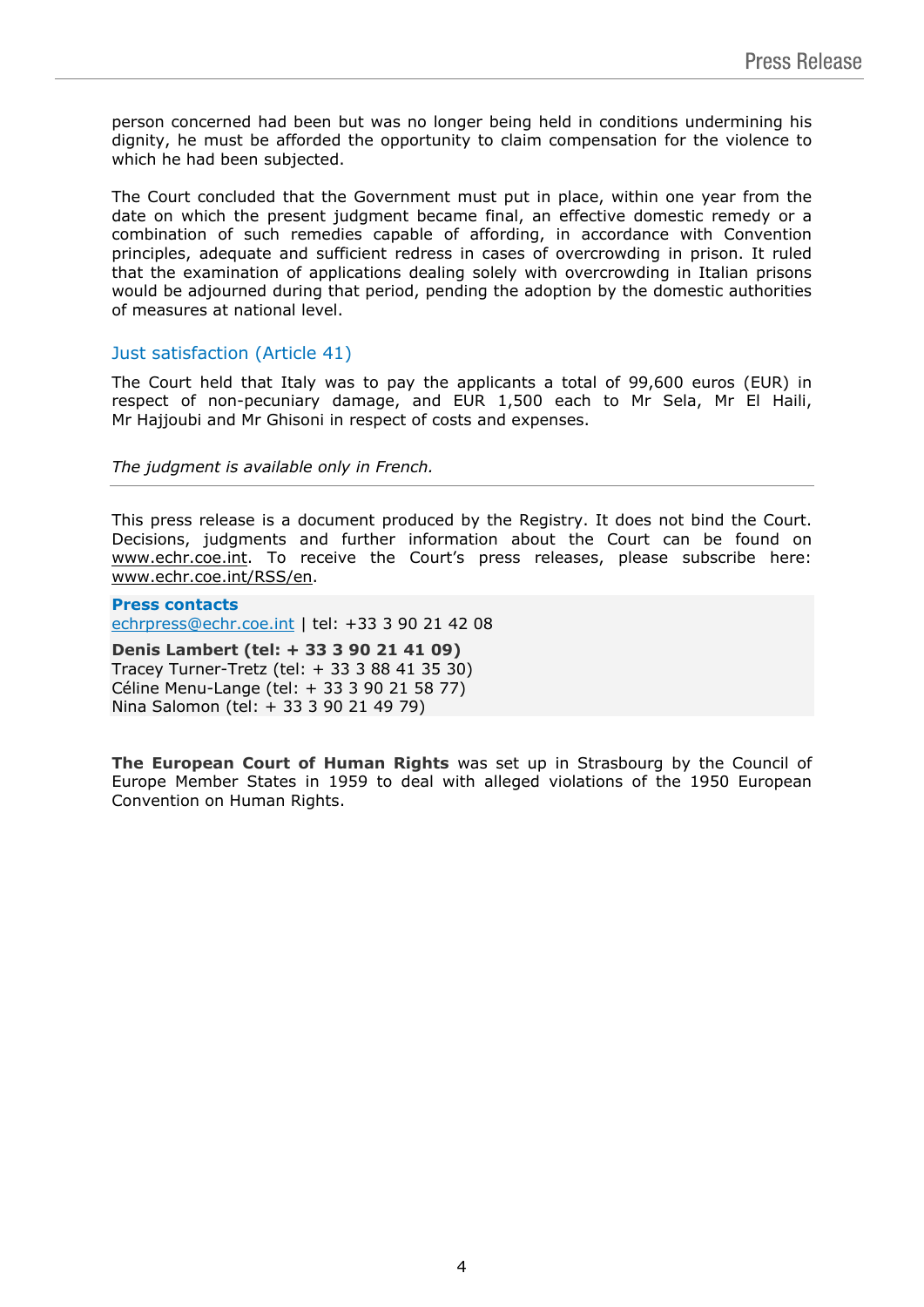person concerned had been but was no longer being held in conditions undermining his dignity, he must be afforded the opportunity to claim compensation for the violence to which he had been subjected.

The Court concluded that the Government must put in place, within one year from the date on which the present judgment became final, an effective domestic remedy or a combination of such remedies capable of affording, in accordance with Convention principles, adequate and sufficient redress in cases of overcrowding in prison. It ruled that the examination of applications dealing solely with overcrowding in Italian prisons would be adjourned during that period, pending the adoption by the domestic authorities of measures at national level.

## Just satisfaction (Article 41)

The Court held that Italy was to pay the applicants a total of 99,600 euros (EUR) in respect of non-pecuniary damage, and EUR 1,500 each to Mr Sela, Mr El Haili, Mr Hajjoubi and Mr Ghisoni in respect of costs and expenses.

*The judgment is available only in French.*

---

This press release is a document produced by the Registry. It does not bind the Court. Decisions, judgments and further information about the Court can be found on www.echr.coe.int. To receive the Court's press releases, please subscribe here: www.echr.coe.int/RSS/en.

**Press contacts**
echrpress@echr.coe.int | tel: +33 3 90 21 42 08

**Denis Lambert (tel: + 33 3 90 21 41 09)**
Tracey Turner-Tretz (tel: + 33 3 88 41 35 30)
Céline Menu-Lange (tel: + 33 3 90 21 58 77)
Nina Salomon (tel: + 33 3 90 21 49 79)

**The European Court of Human Rights** was set up in Strasbourg by the Council of Europe Member States in 1959 to deal with alleged violations of the 1950 European Convention on Human Rights.